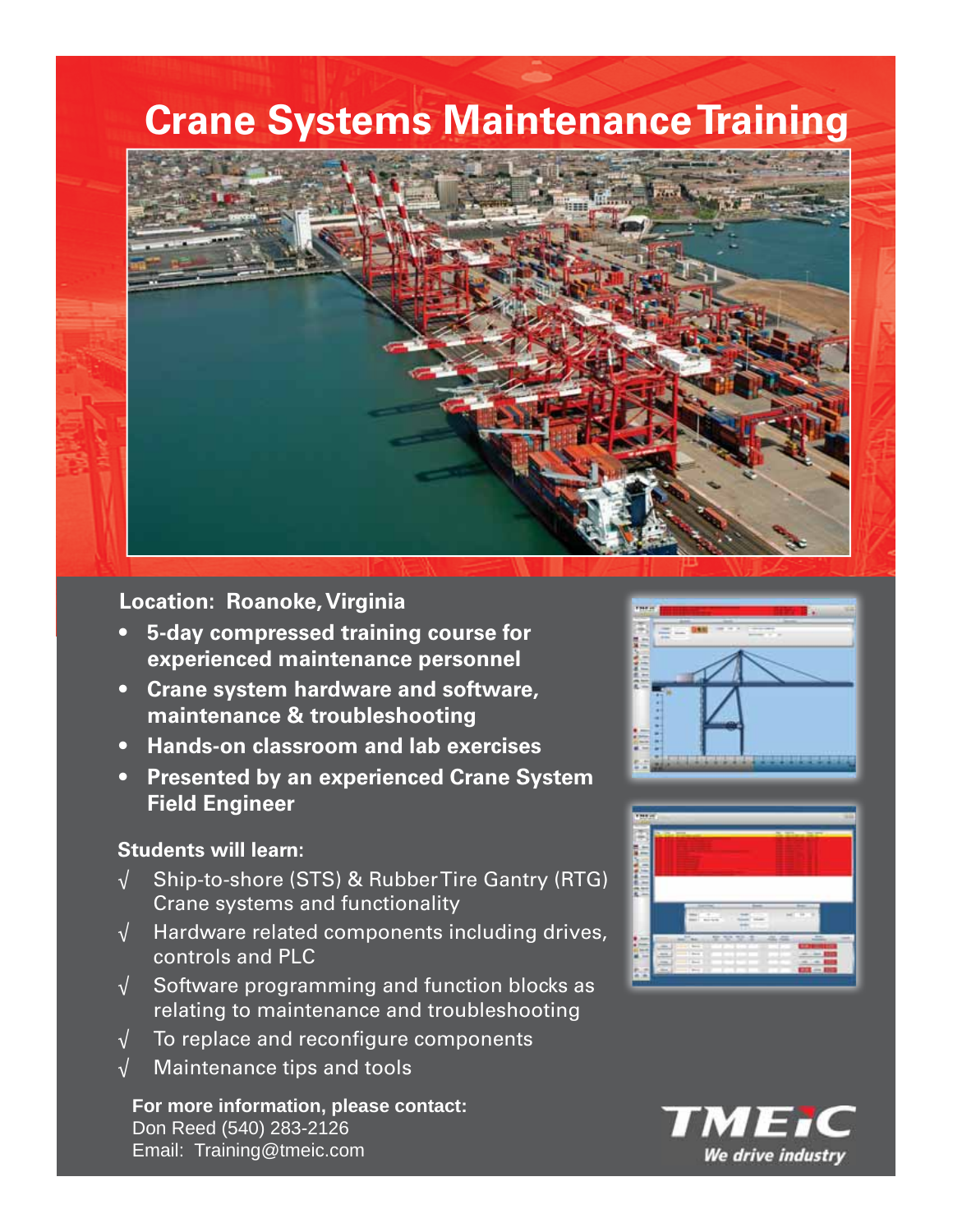# Crane Systems Maintenance Training

**Location: Roanoke, Virginia**

- **5-day compressed training course for experienced maintenance personnel**
- **Crane system hardware and software, maintenance & troubleshooting**
- **Hands-on classroom and lab exercises**
- **Presented by an experienced Crane System Field Engineer**

**Students will learn:**

- √ Ship-to-shore (STS) & Rubber Tire Gantry (RTG) Crane systems and functionality
- √ Hardware related components including drives, controls and PLC
- √ Software programming and function blocks as relating to maintenance and troubleshooting
- √ To replace and reconfigure components
- √ Maintenance tips and tools

**For more information, please contact:**
Don Reed (540) 283-2126
Email: Training@tmeic.com

**TMEiC**
*We drive industry*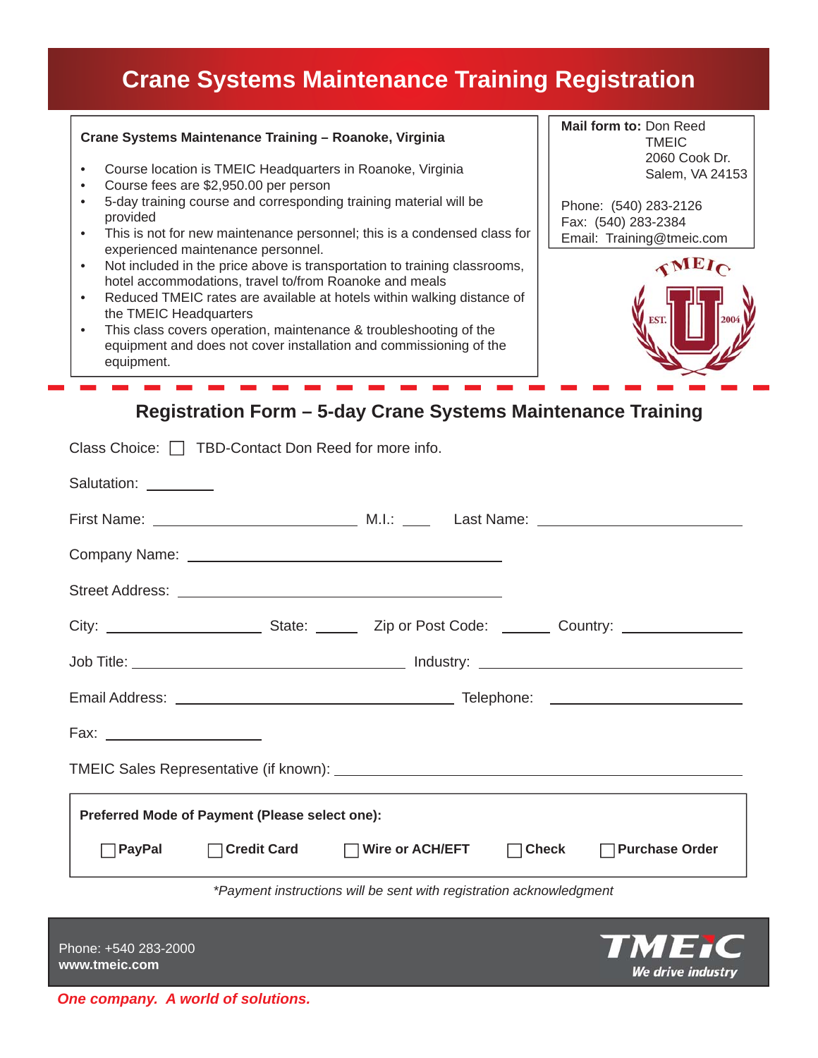# Crane Systems Maintenance Training Registration

**Crane Systems Maintenance Training – Roanoke, Virginia**

- Course location is TMEIC Headquarters in Roanoke, Virginia
- Course fees are $2,950.00 per person
- 5-day training course and corresponding training material will be provided
- This is not for new maintenance personnel; this is a condensed class for experienced maintenance personnel.
- Not included in the price above is transportation to training classrooms, hotel accommodations, travel to/from Roanoke and meals
- Reduced TMEIC rates are available at hotels within walking distance of the TMEIC Headquarters
- This class covers operation, maintenance & troubleshooting of the equipment and does not cover installation and commissioning of the equipment.

**Mail form to:** Don Reed
TMEIC
2060 Cook Dr.
Salem, VA 24153

Phone: (540) 283-2126
Fax: (540) 283-2384
Email: Training@tmeic.com

TMEIC U EST. 2004

## Registration Form – 5-day Crane Systems Maintenance Training

Class Choice: ☐ TBD-Contact Don Reed for more info.

Salutation: ________

First Name: ______________________ M.I.: ___ Last Name: ______________________

Company Name: ____________________________________

Street Address: ____________________________________

City: ________________ State: _____ Zip or Post Code: _____ Country: ____________

Job Title: ______________________________ Industry: ______________________________

Email Address: ______________________________ Telephone: ____________________

Fax: ________________

TMEIC Sales Representative (if known): ______________________________________________

**Preferred Mode of Payment (Please select one):**

☐ **PayPal** ☐ **Credit Card** ☐ **Wire or ACH/EFT** ☐ **Check** ☐ **Purchase Order**

*\*Payment instructions will be sent with registration acknowledgment*

Phone: +540 283-2000
**www.tmeic.com**

TMEIC *We drive industry*

*One company. A world of solutions.*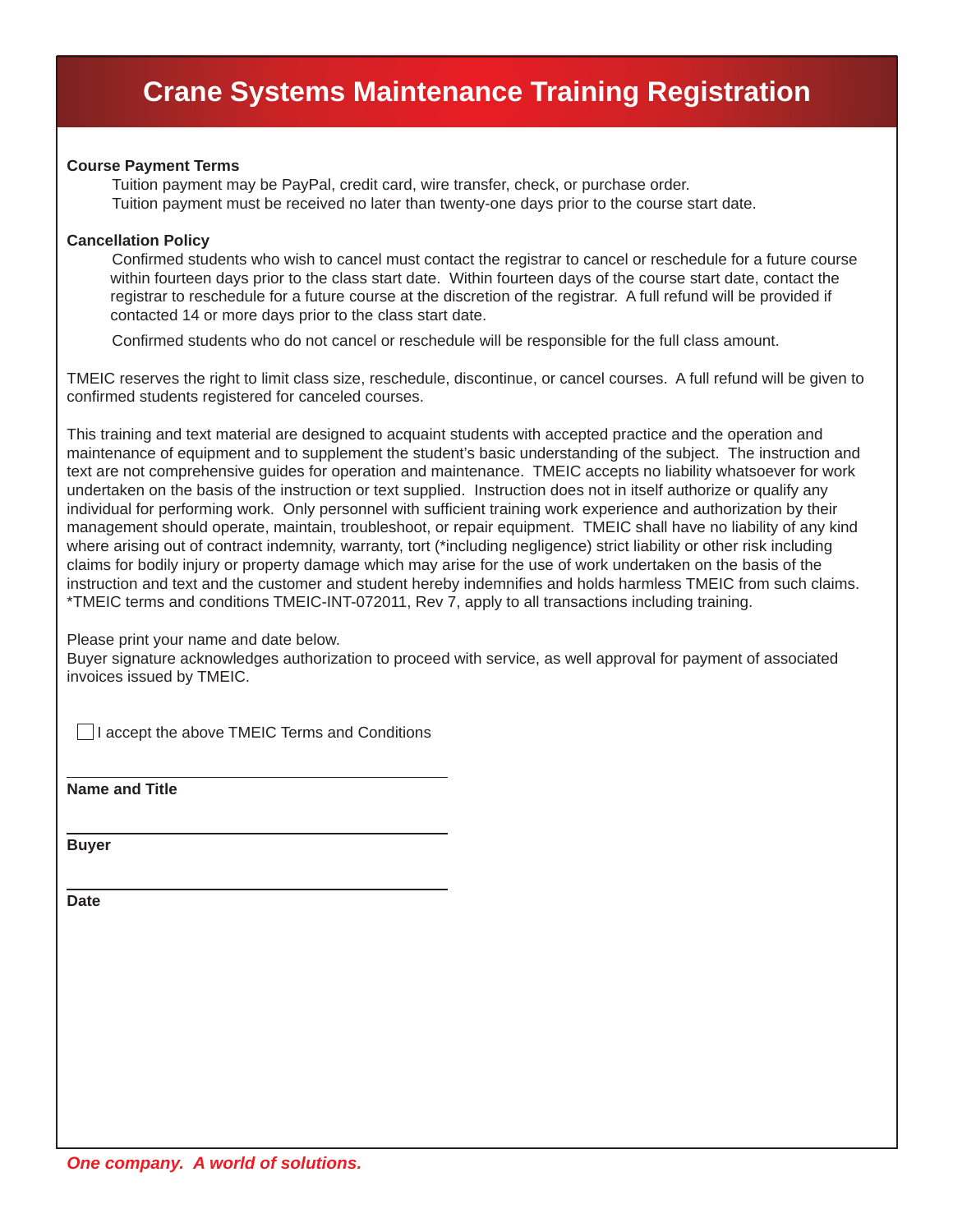# Crane Systems Maintenance Training Registration

**Course Payment Terms**

Tuition payment may be PayPal, credit card, wire transfer, check, or purchase order.
Tuition payment must be received no later than twenty-one days prior to the course start date.

**Cancellation Policy**

Confirmed students who wish to cancel must contact the registrar to cancel or reschedule for a future course within fourteen days prior to the class start date. Within fourteen days of the course start date, contact the registrar to reschedule for a future course at the discretion of the registrar. A full refund will be provided if contacted 14 or more days prior to the class start date.

Confirmed students who do not cancel or reschedule will be responsible for the full class amount.

TMEIC reserves the right to limit class size, reschedule, discontinue, or cancel courses. A full refund will be given to confirmed students registered for canceled courses.

This training and text material are designed to acquaint students with accepted practice and the operation and maintenance of equipment and to supplement the student's basic understanding of the subject. The instruction and text are not comprehensive guides for operation and maintenance. TMEIC accepts no liability whatsoever for work undertaken on the basis of the instruction or text supplied. Instruction does not in itself authorize or qualify any individual for performing work. Only personnel with sufficient training work experience and authorization by their management should operate, maintain, troubleshoot, or repair equipment. TMEIC shall have no liability of any kind where arising out of contract indemnity, warranty, tort (*including negligence) strict liability or other risk including claims for bodily injury or property damage which may arise for the use of work undertaken on the basis of the instruction and text and the customer and student hereby indemnifies and holds harmless TMEIC from such claims. *TMEIC terms and conditions TMEIC-INT-072011, Rev 7, apply to all transactions including training.

Please print your name and date below.
Buyer signature acknowledges authorization to proceed with service, as well approval for payment of associated invoices issued by TMEIC.

☐ I accept the above TMEIC Terms and Conditions

_______________________________
**Name and Title**

_______________________________
**Buyer**

_______________________________
**Date**

*One company. A world of solutions.*